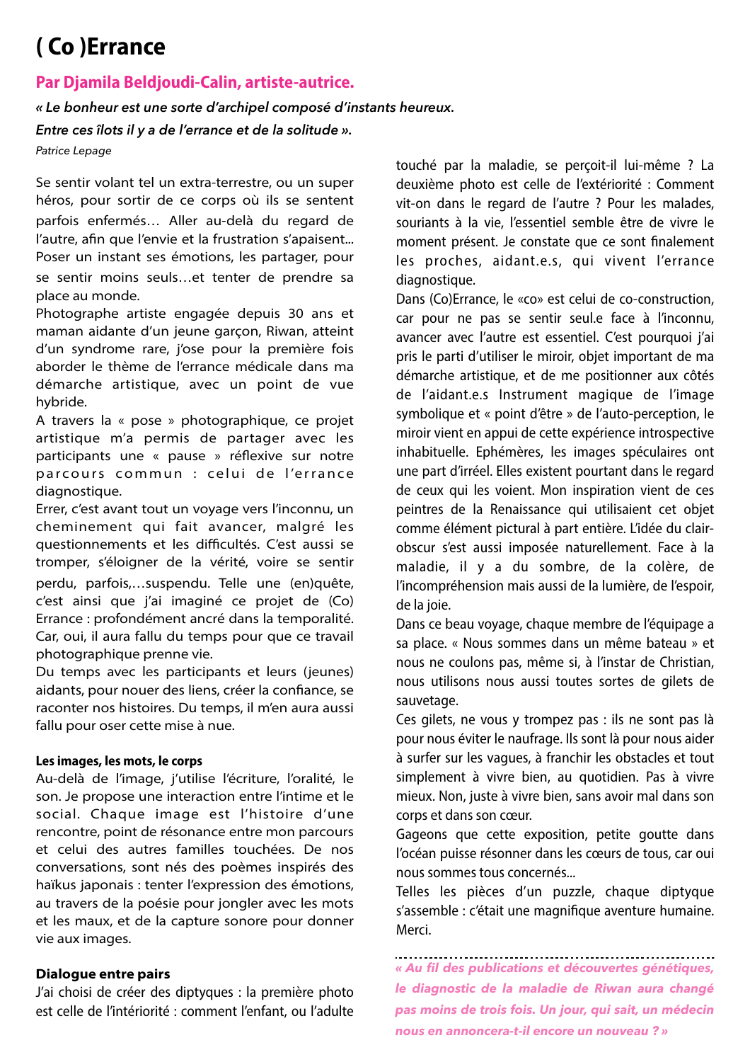# ( Co )Errance

## Par Djamila Beldjoudi-Calin, artiste-autrice.

*« Le bonheur est une sorte d'archipel composé d'instants heureux.*

*Entre ces îlots il y a de l'errance et de la solitude ».*

*Patrice Lepage*

Se sentir volant tel un extra-terrestre, ou un super héros, pour sortir de ce corps où ils se sentent parfois enfermés… Aller au-delà du regard de l'autre, afin que l'envie et la frustration s'apaisent... Poser un instant ses émotions, les partager, pour se sentir moins seuls…et tenter de prendre sa place au monde.

Photographe artiste engagée depuis 30 ans et maman aidante d'un jeune garçon, Riwan, atteint d'un syndrome rare, j'ose pour la première fois aborder le thème de l'errance médicale dans ma démarche artistique, avec un point de vue hybride.

A travers la « pose » photographique, ce projet artistique m'a permis de partager avec les participants une « pause » réflexive sur notre parcours commun : celui de l'errance diagnostique.

Errer, c'est avant tout un voyage vers l'inconnu, un cheminement qui fait avancer, malgré les questionnements et les difficultés. C'est aussi se tromper, s'éloigner de la vérité, voire se sentir perdu, parfois,…suspendu. Telle une (en)quête, c'est ainsi que j'ai imaginé ce projet de (Co) Errance : profondément ancré dans la temporalité. Car, oui, il aura fallu du temps pour que ce travail photographique prenne vie.

Du temps avec les participants et leurs (jeunes) aidants, pour nouer des liens, créer la confiance, se raconter nos histoires. Du temps, il m'en aura aussi fallu pour oser cette mise à nue.

### Les images, les mots, le corps

Au-delà de l'image, j'utilise l'écriture, l'oralité, le son. Je propose une interaction entre l'intime et le social. Chaque image est l'histoire d'une rencontre, point de résonance entre mon parcours et celui des autres familles touchées. De nos conversations, sont nés des poèmes inspirés des haïkus japonais : tenter l'expression des émotions, au travers de la poésie pour jongler avec les mots et les maux, et de la capture sonore pour donner vie aux images.

### Dialogue entre pairs

J'ai choisi de créer des diptyques : la première photo est celle de l'intériorité : comment l'enfant, ou l'adulte touché par la maladie, se perçoit-il lui-même ? La deuxième photo est celle de l'extériorité : Comment vit-on dans le regard de l'autre ? Pour les malades, souriants à la vie, l'essentiel semble être de vivre le moment présent. Je constate que ce sont finalement les proches, aidant.e.s, qui vivent l'errance diagnostique.

Dans (Co)Errance, le «co» est celui de co-construction, car pour ne pas se sentir seul.e face à l'inconnu, avancer avec l'autre est essentiel. C'est pourquoi j'ai pris le parti d'utiliser le miroir, objet important de ma démarche artistique, et de me positionner aux côtés de l'aidant.e.s Instrument magique de l'image symbolique et « point d'être » de l'auto-perception, le miroir vient en appui de cette expérience introspective inhabituelle. Ephémères, les images spéculaires ont une part d'irréel. Elles existent pourtant dans le regard de ceux qui les voient. Mon inspiration vient de ces peintres de la Renaissance qui utilisaient cet objet comme élément pictural à part entière. L'idée du clair-obscur s'est aussi imposée naturellement. Face à la maladie, il y a du sombre, de la colère, de l'incompréhension mais aussi de la lumière, de l'espoir, de la joie.

Dans ce beau voyage, chaque membre de l'équipage a sa place. « Nous sommes dans un même bateau » et nous ne coulons pas, même si, à l'instar de Christian, nous utilisons nous aussi toutes sortes de gilets de sauvetage.

Ces gilets, ne vous y trompez pas : ils ne sont pas là pour nous éviter le naufrage. Ils sont là pour nous aider à surfer sur les vagues, à franchir les obstacles et tout simplement à vivre bien, au quotidien. Pas à vivre mieux. Non, juste à vivre bien, sans avoir mal dans son corps et dans son cœur.

Gageons que cette exposition, petite goutte dans l'océan puisse résonner dans les cœurs de tous, car oui nous sommes tous concernés...

Telles les pièces d'un puzzle, chaque diptyque s'assemble : c'était une magnifique aventure humaine. Merci.

---

***« Au fil des publications et découvertes génétiques, le diagnostic de la maladie de Riwan aura changé pas moins de trois fois. Un jour, qui sait, un médecin nous en annoncera-t-il encore un nouveau ? »***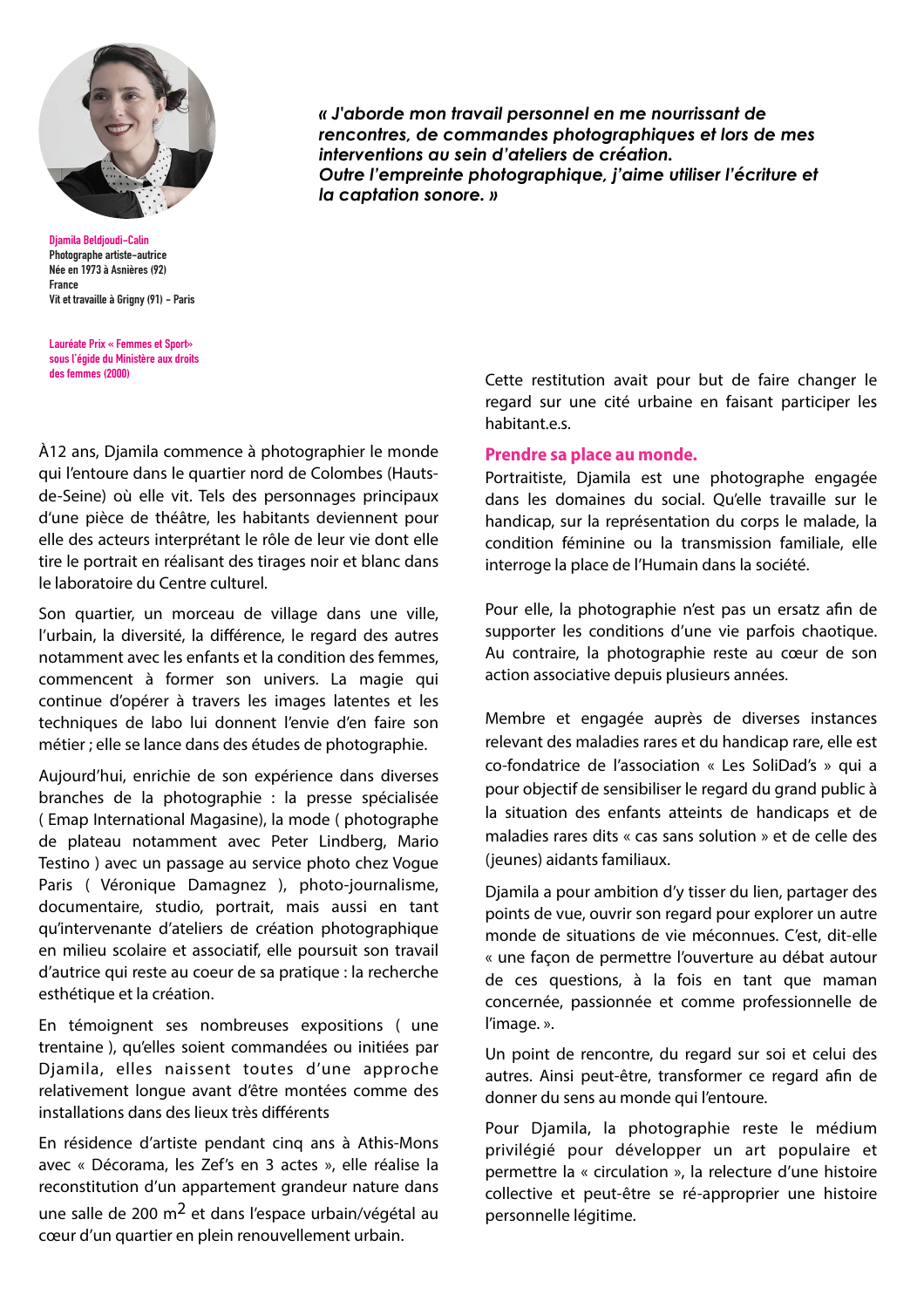*« J'aborde mon travail personnel en me nourrissant de rencontres, de commandes photographiques et lors de mes interventions au sein d'ateliers de création.*
*Outre l'empreinte photographique, j'aime utiliser l'écriture et la captation sonore. »*

**Djamila Beldjoudi-Calin**
Photographe artiste-autrice
Née en 1973 à Asnières (92)
France
Vit et travaille à Grigny (91) - Paris

**Lauréate Prix « Femmes et Sport» sous l'égide du Ministère aux droits des femmes (2000)**

À12 ans, Djamila commence à photographier le monde qui l'entoure dans le quartier nord de Colombes (Hauts-de-Seine) où elle vit. Tels des personnages principaux d'une pièce de théâtre, les habitants deviennent pour elle des acteurs interprétant le rôle de leur vie dont elle tire le portrait en réalisant des tirages noir et blanc dans le laboratoire du Centre culturel.

Son quartier, un morceau de village dans une ville, l'urbain, la diversité, la différence, le regard des autres notamment avec les enfants et la condition des femmes, commencent à former son univers. La magie qui continue d'opérer à travers les images latentes et les techniques de labo lui donnent l'envie d'en faire son métier ; elle se lance dans des études de photographie.

Aujourd'hui, enrichie de son expérience dans diverses branches de la photographie : la presse spécialisée ( Emap International Magasine), la mode ( photographe de plateau notamment avec Peter Lindberg, Mario Testino ) avec un passage au service photo chez Vogue Paris ( Véronique Damagnez ), photo-journalisme, documentaire, studio, portrait, mais aussi en tant qu'intervenante d'ateliers de création photographique en milieu scolaire et associatif, elle poursuit son travail d'autrice qui reste au coeur de sa pratique : la recherche esthétique et la création.

En témoignent ses nombreuses expositions ( une trentaine ), qu'elles soient commandées ou initiées par Djamila, elles naissent toutes d'une approche relativement longue avant d'être montées comme des installations dans des lieux très différents

En résidence d'artiste pendant cinq ans à Athis-Mons avec « Décorama, les Zef's en 3 actes », elle réalise la reconstitution d'un appartement grandeur nature dans une salle de 200 m$^2$ et dans l'espace urbain/végétal au cœur d'un quartier en plein renouvellement urbain.

Cette restitution avait pour but de faire changer le regard sur une cité urbaine en faisant participer les habitant.e.s.

## Prendre sa place au monde.

Portraitiste, Djamila est une photographe engagée dans les domaines du social. Qu'elle travaille sur le handicap, sur la représentation du corps le malade, la condition féminine ou la transmission familiale, elle interroge la place de l'Humain dans la société.

Pour elle, la photographie n'est pas un ersatz afin de supporter les conditions d'une vie parfois chaotique. Au contraire, la photographie reste au cœur de son action associative depuis plusieurs années.

Membre et engagée auprès de diverses instances relevant des maladies rares et du handicap rare, elle est co-fondatrice de l'association « Les SoliDad's » qui a pour objectif de sensibiliser le regard du grand public à la situation des enfants atteints de handicaps et de maladies rares dits « cas sans solution » et de celle des (jeunes) aidants familiaux.

Djamila a pour ambition d'y tisser du lien, partager des points de vue, ouvrir son regard pour explorer un autre monde de situations de vie méconnues. C'est, dit-elle « une façon de permettre l'ouverture au débat autour de ces questions, à la fois en tant que maman concernée, passionnée et comme professionnelle de l'image. ».

Un point de rencontre, du regard sur soi et celui des autres. Ainsi peut-être, transformer ce regard afin de donner du sens au monde qui l'entoure.

Pour Djamila, la photographie reste le médium privilégié pour développer un art populaire et permettre la « circulation », la relecture d'une histoire collective et peut-être se ré-approprier une histoire personnelle légitime.